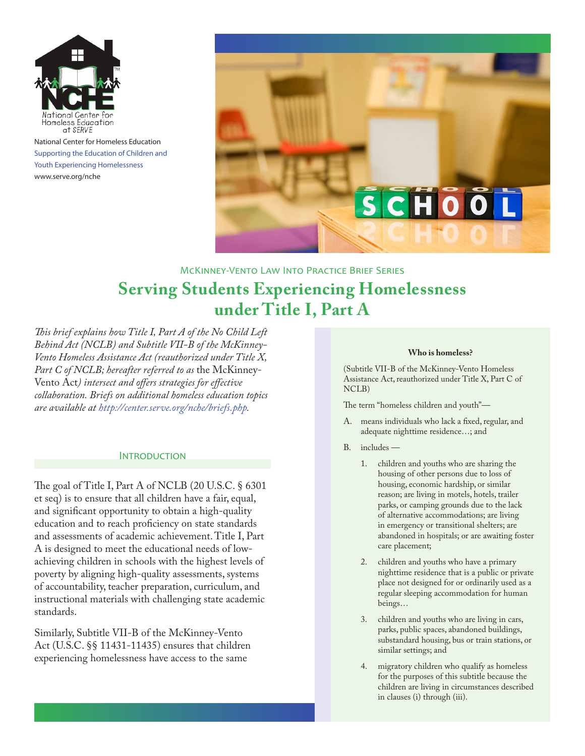National Center for Homeless Education
Supporting the Education of Children and Youth Experiencing Homelessness
www.serve.org/nche

McKinney-Vento Law Into Practice Brief Series

# Serving Students Experiencing Homelessness under Title I, Part A

*This brief explains how Title I, Part A of the No Child Left Behind Act (NCLB) and Subtitle VII-B of the McKinney-Vento Homeless Assistance Act (reauthorized under Title X, Part C of NCLB; hereafter referred to as* the McKinney-Vento Act*) intersect and offers strategies for effective collaboration. Briefs on additional homeless education topics are available at [http://center.serve.org/nche/briefs.php](http://center.serve.org/nche/briefs.php).*

## Introduction

The goal of Title I, Part A of NCLB (20 U.S.C. § 6301 et seq) is to ensure that all children have a fair, equal, and significant opportunity to obtain a high-quality education and to reach proficiency on state standards and assessments of academic achievement. Title I, Part A is designed to meet the educational needs of low-achieving children in schools with the highest levels of poverty by aligning high-quality assessments, systems of accountability, teacher preparation, curriculum, and instructional materials with challenging state academic standards.

Similarly, Subtitle VII-B of the McKinney-Vento Act (U.S.C. §§ 11431-11435) ensures that children experiencing homelessness have access to the same

**Who is homeless?**

(Subtitle VII-B of the McKinney-Vento Homeless Assistance Act, reauthorized under Title X, Part C of NCLB)

The term "homeless children and youth"—

A. means individuals who lack a fixed, regular, and adequate nighttime residence…; and

B. includes —

1. children and youths who are sharing the housing of other persons due to loss of housing, economic hardship, or similar reason; are living in motels, hotels, trailer parks, or camping grounds due to the lack of alternative accommodations; are living in emergency or transitional shelters; are abandoned in hospitals; or are awaiting foster care placement;

2. children and youths who have a primary nighttime residence that is a public or private place not designed for or ordinarily used as a regular sleeping accommodation for human beings…

3. children and youths who are living in cars, parks, public spaces, abandoned buildings, substandard housing, bus or train stations, or similar settings; and

4. migratory children who qualify as homeless for the purposes of this subtitle because the children are living in circumstances described in clauses (i) through (iii).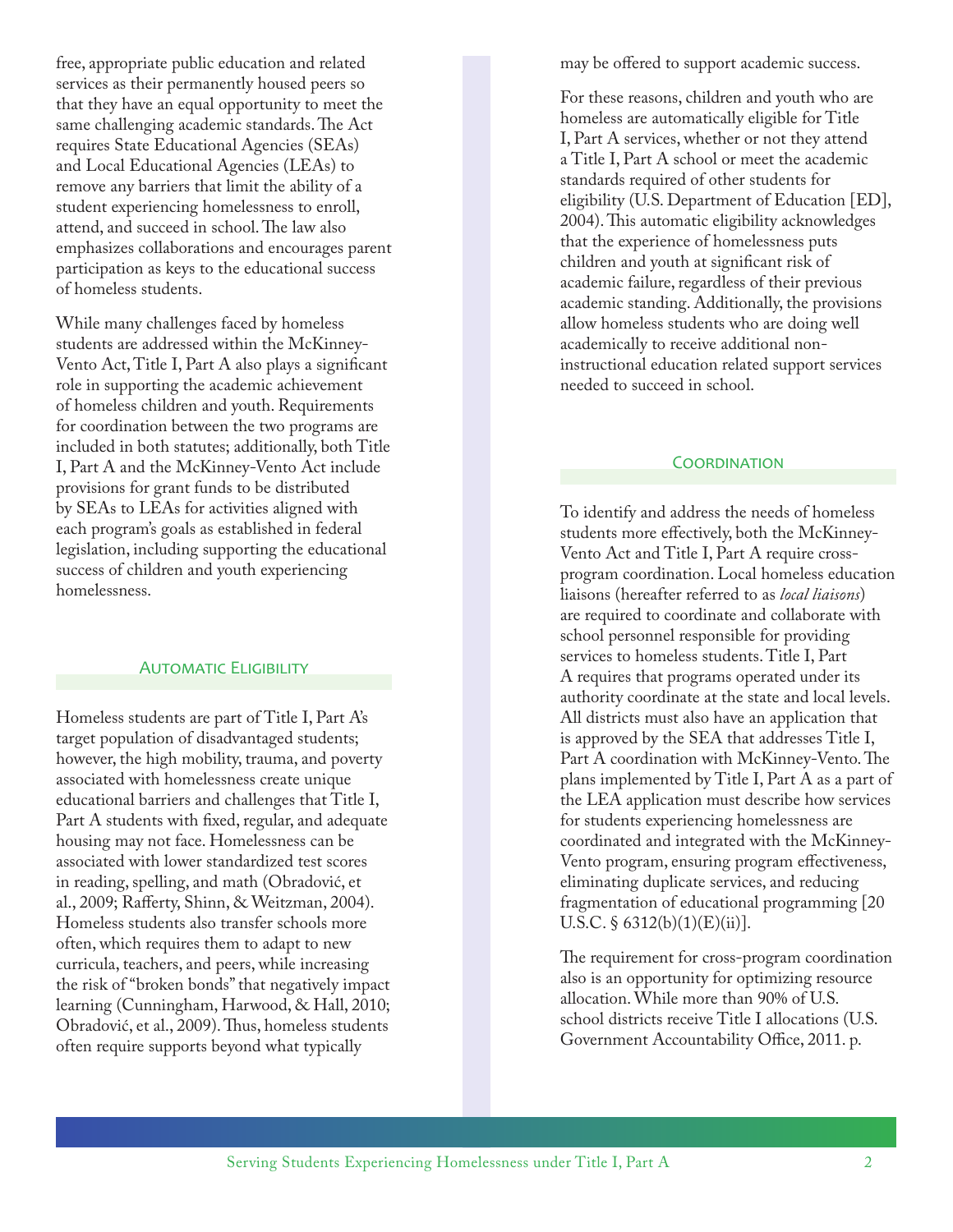free, appropriate public education and related services as their permanently housed peers so that they have an equal opportunity to meet the same challenging academic standards. The Act requires State Educational Agencies (SEAs) and Local Educational Agencies (LEAs) to remove any barriers that limit the ability of a student experiencing homelessness to enroll, attend, and succeed in school. The law also emphasizes collaborations and encourages parent participation as keys to the educational success of homeless students.

While many challenges faced by homeless students are addressed within the McKinney-Vento Act, Title I, Part A also plays a significant role in supporting the academic achievement of homeless children and youth. Requirements for coordination between the two programs are included in both statutes; additionally, both Title I, Part A and the McKinney-Vento Act include provisions for grant funds to be distributed by SEAs to LEAs for activities aligned with each program's goals as established in federal legislation, including supporting the educational success of children and youth experiencing homelessness.

## Automatic Eligibility

Homeless students are part of Title I, Part A's target population of disadvantaged students; however, the high mobility, trauma, and poverty associated with homelessness create unique educational barriers and challenges that Title I, Part A students with fixed, regular, and adequate housing may not face. Homelessness can be associated with lower standardized test scores in reading, spelling, and math (Obradović, et al., 2009; Rafferty, Shinn, & Weitzman, 2004). Homeless students also transfer schools more often, which requires them to adapt to new curricula, teachers, and peers, while increasing the risk of "broken bonds" that negatively impact learning (Cunningham, Harwood, & Hall, 2010; Obradović, et al., 2009). Thus, homeless students often require supports beyond what typically may be offered to support academic success.

For these reasons, children and youth who are homeless are automatically eligible for Title I, Part A services, whether or not they attend a Title I, Part A school or meet the academic standards required of other students for eligibility (U.S. Department of Education [ED], 2004). This automatic eligibility acknowledges that the experience of homelessness puts children and youth at significant risk of academic failure, regardless of their previous academic standing. Additionally, the provisions allow homeless students who are doing well academically to receive additional non-instructional education related support services needed to succeed in school.

## Coordination

To identify and address the needs of homeless students more effectively, both the McKinney-Vento Act and Title I, Part A require cross-program coordination. Local homeless education liaisons (hereafter referred to as *local liaisons*) are required to coordinate and collaborate with school personnel responsible for providing services to homeless students. Title I, Part A requires that programs operated under its authority coordinate at the state and local levels. All districts must also have an application that is approved by the SEA that addresses Title I, Part A coordination with McKinney-Vento. The plans implemented by Title I, Part A as a part of the LEA application must describe how services for students experiencing homelessness are coordinated and integrated with the McKinney-Vento program, ensuring program effectiveness, eliminating duplicate services, and reducing fragmentation of educational programming [20 U.S.C. § 6312(b)(1)(E)(ii)].

The requirement for cross-program coordination also is an opportunity for optimizing resource allocation. While more than 90% of U.S. school districts receive Title I allocations (U.S. Government Accountability Office, 2011. p.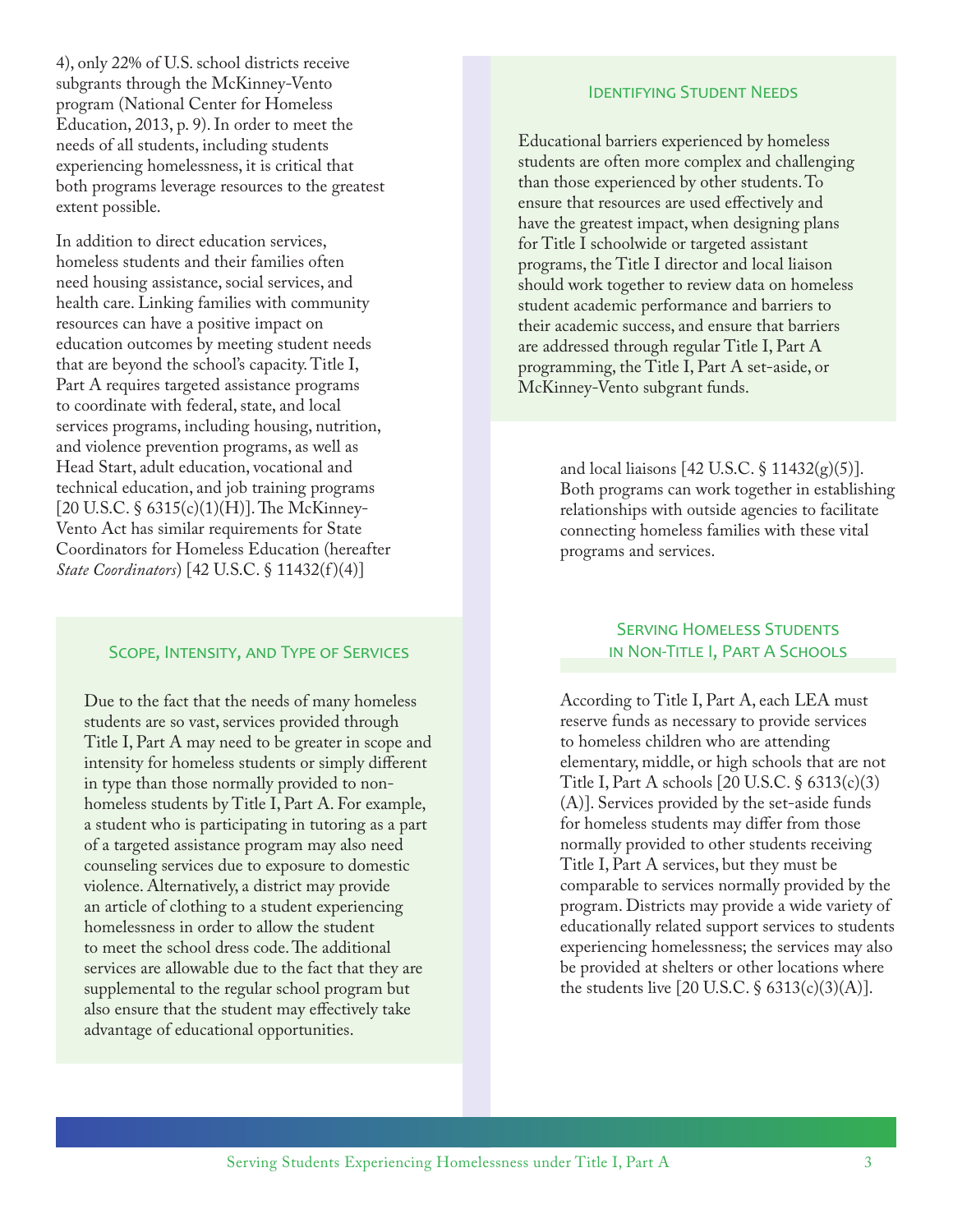4), only 22% of U.S. school districts receive subgrants through the McKinney-Vento program (National Center for Homeless Education, 2013, p. 9). In order to meet the needs of all students, including students experiencing homelessness, it is critical that both programs leverage resources to the greatest extent possible.

In addition to direct education services, homeless students and their families often need housing assistance, social services, and health care. Linking families with community resources can have a positive impact on education outcomes by meeting student needs that are beyond the school's capacity. Title I, Part A requires targeted assistance programs to coordinate with federal, state, and local services programs, including housing, nutrition, and violence prevention programs, as well as Head Start, adult education, vocational and technical education, and job training programs [20 U.S.C. § 6315(c)(1)(H)]. The McKinney-Vento Act has similar requirements for State Coordinators for Homeless Education (hereafter *State Coordinators*) [42 U.S.C. § 11432(f)(4)] and local liaisons [42 U.S.C. § 11432(g)(5)]. Both programs can work together in establishing relationships with outside agencies to facilitate connecting homeless families with these vital programs and services.

### Scope, Intensity, and Type of Services

Due to the fact that the needs of many homeless students are so vast, services provided through Title I, Part A may need to be greater in scope and intensity for homeless students or simply different in type than those normally provided to non-homeless students by Title I, Part A. For example, a student who is participating in tutoring as a part of a targeted assistance program may also need counseling services due to exposure to domestic violence. Alternatively, a district may provide an article of clothing to a student experiencing homelessness in order to allow the student to meet the school dress code. The additional services are allowable due to the fact that they are supplemental to the regular school program but also ensure that the student may effectively take advantage of educational opportunities.

### Identifying Student Needs

Educational barriers experienced by homeless students are often more complex and challenging than those experienced by other students. To ensure that resources are used effectively and have the greatest impact, when designing plans for Title I schoolwide or targeted assistant programs, the Title I director and local liaison should work together to review data on homeless student academic performance and barriers to their academic success, and ensure that barriers are addressed through regular Title I, Part A programming, the Title I, Part A set-aside, or McKinney-Vento subgrant funds.

### Serving Homeless Students in Non-Title I, Part A Schools

According to Title I, Part A, each LEA must reserve funds as necessary to provide services to homeless children who are attending elementary, middle, or high schools that are not Title I, Part A schools [20 U.S.C. § 6313(c)(3)(A)]. Services provided by the set-aside funds for homeless students may differ from those normally provided to other students receiving Title I, Part A services, but they must be comparable to services normally provided by the program. Districts may provide a wide variety of educationally related support services to students experiencing homelessness; the services may also be provided at shelters or other locations where the students live [20 U.S.C. § 6313(c)(3)(A)].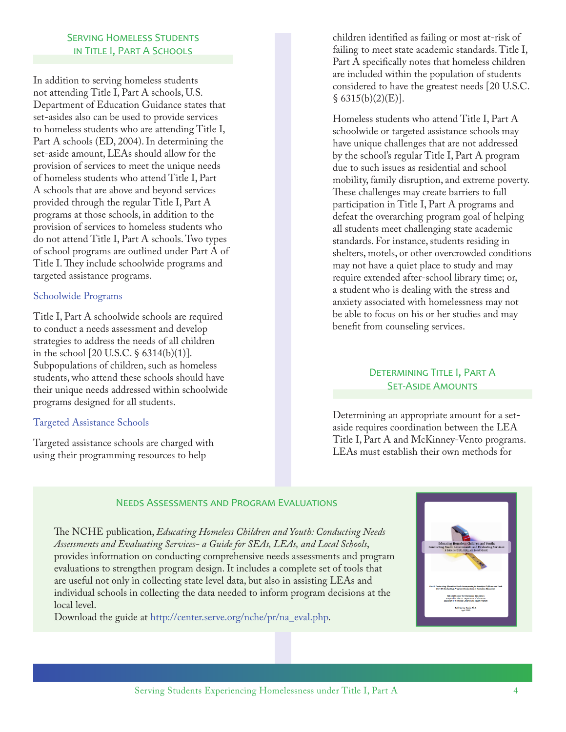## Serving Homeless Students in Title I, Part A Schools

In addition to serving homeless students not attending Title I, Part A schools, U.S. Department of Education Guidance states that set-asides also can be used to provide services to homeless students who are attending Title I, Part A schools (ED, 2004). In determining the set-aside amount, LEAs should allow for the provision of services to meet the unique needs of homeless students who attend Title I, Part A schools that are above and beyond services provided through the regular Title I, Part A programs at those schools, in addition to the provision of services to homeless students who do not attend Title I, Part A schools. Two types of school programs are outlined under Part A of Title I. They include schoolwide programs and targeted assistance programs.

### Schoolwide Programs

Title I, Part A schoolwide schools are required to conduct a needs assessment and develop strategies to address the needs of all children in the school [20 U.S.C. § 6314(b)(1)]. Subpopulations of children, such as homeless students, who attend these schools should have their unique needs addressed within schoolwide programs designed for all students.

### Targeted Assistance Schools

Targeted assistance schools are charged with using their programming resources to help children identified as failing or most at-risk of failing to meet state academic standards. Title I, Part A specifically notes that homeless children are included within the population of students considered to have the greatest needs [20 U.S.C. § 6315(b)(2)(E)].

Homeless students who attend Title I, Part A schoolwide or targeted assistance schools may have unique challenges that are not addressed by the school's regular Title I, Part A program due to such issues as residential and school mobility, family disruption, and extreme poverty. These challenges may create barriers to full participation in Title I, Part A programs and defeat the overarching program goal of helping all students meet challenging state academic standards. For instance, students residing in shelters, motels, or other overcrowded conditions may not have a quiet place to study and may require extended after-school library time; or, a student who is dealing with the stress and anxiety associated with homelessness may not be able to focus on his or her studies and may benefit from counseling services.

## Determining Title I, Part A Set-Aside Amounts

Determining an appropriate amount for a set-aside requires coordination between the LEA Title I, Part A and McKinney-Vento programs. LEAs must establish their own methods for

## Needs Assessments and Program Evaluations

The NCHE publication, *Educating Homeless Children and Youth: Conducting Needs Assessments and Evaluating Services- a Guide for SEAs, LEAs, and Local Schools*, provides information on conducting comprehensive needs assessments and program evaluations to strengthen program design. It includes a complete set of tools that are useful not only in collecting state level data, but also in assisting LEAs and individual schools in collecting the data needed to inform program decisions at the local level.

Download the guide at http://center.serve.org/nche/pr/na_eval.php.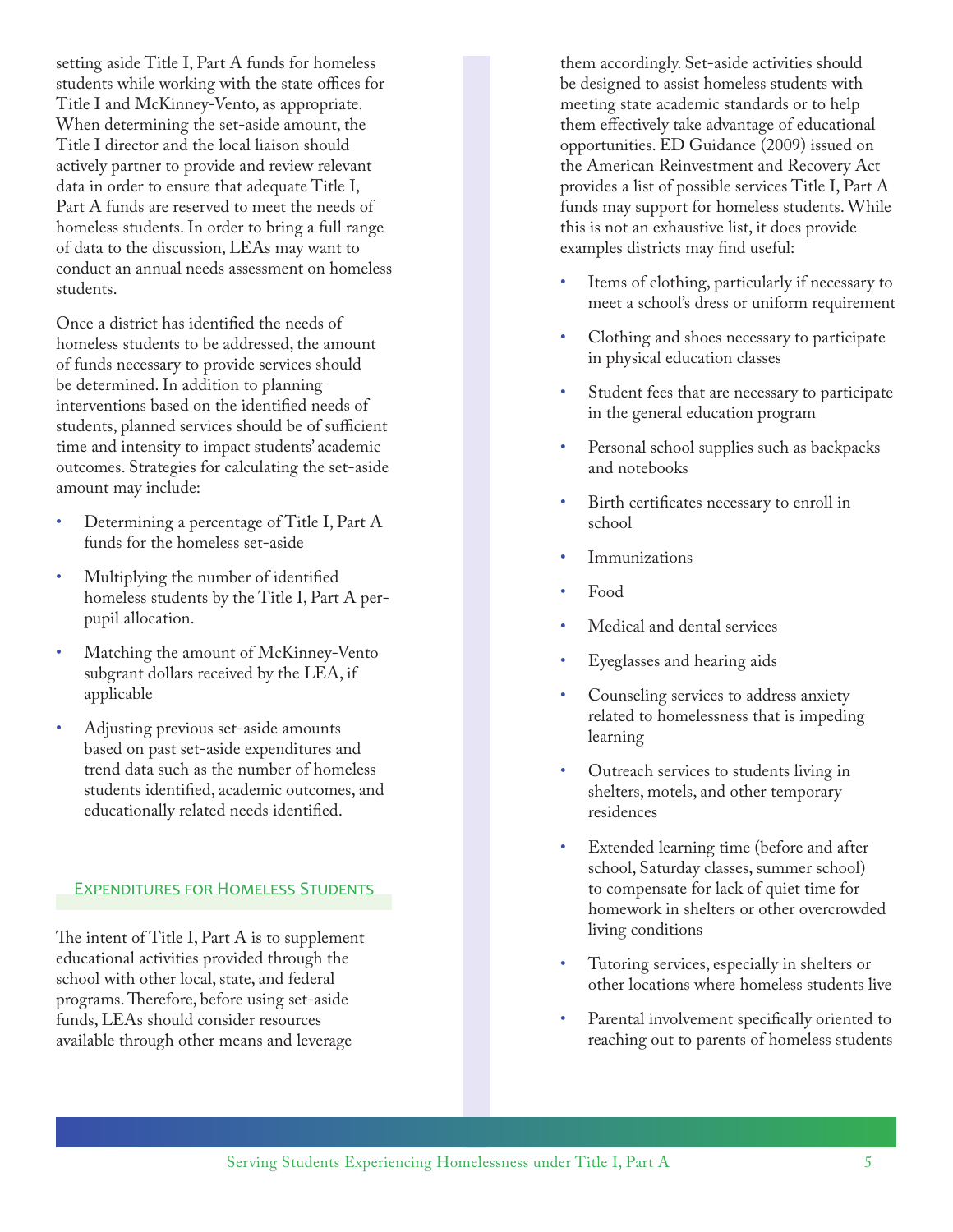setting aside Title I, Part A funds for homeless students while working with the state offices for Title I and McKinney-Vento, as appropriate. When determining the set-aside amount, the Title I director and the local liaison should actively partner to provide and review relevant data in order to ensure that adequate Title I, Part A funds are reserved to meet the needs of homeless students. In order to bring a full range of data to the discussion, LEAs may want to conduct an annual needs assessment on homeless students.

Once a district has identified the needs of homeless students to be addressed, the amount of funds necessary to provide services should be determined. In addition to planning interventions based on the identified needs of students, planned services should be of sufficient time and intensity to impact students' academic outcomes. Strategies for calculating the set-aside amount may include:

- Determining a percentage of Title I, Part A funds for the homeless set-aside
- Multiplying the number of identified homeless students by the Title I, Part A per-pupil allocation.
- Matching the amount of McKinney-Vento subgrant dollars received by the LEA, if applicable
- Adjusting previous set-aside amounts based on past set-aside expenditures and trend data such as the number of homeless students identified, academic outcomes, and educationally related needs identified.

## Expenditures for Homeless Students

The intent of Title I, Part A is to supplement educational activities provided through the school with other local, state, and federal programs. Therefore, before using set-aside funds, LEAs should consider resources available through other means and leverage them accordingly. Set-aside activities should be designed to assist homeless students with meeting state academic standards or to help them effectively take advantage of educational opportunities. ED Guidance (2009) issued on the American Reinvestment and Recovery Act provides a list of possible services Title I, Part A funds may support for homeless students. While this is not an exhaustive list, it does provide examples districts may find useful:

- Items of clothing, particularly if necessary to meet a school's dress or uniform requirement
- Clothing and shoes necessary to participate in physical education classes
- Student fees that are necessary to participate in the general education program
- Personal school supplies such as backpacks and notebooks
- Birth certificates necessary to enroll in school
- Immunizations
- Food
- Medical and dental services
- Eyeglasses and hearing aids
- Counseling services to address anxiety related to homelessness that is impeding learning
- Outreach services to students living in shelters, motels, and other temporary residences
- Extended learning time (before and after school, Saturday classes, summer school) to compensate for lack of quiet time for homework in shelters or other overcrowded living conditions
- Tutoring services, especially in shelters or other locations where homeless students live
- Parental involvement specifically oriented to reaching out to parents of homeless students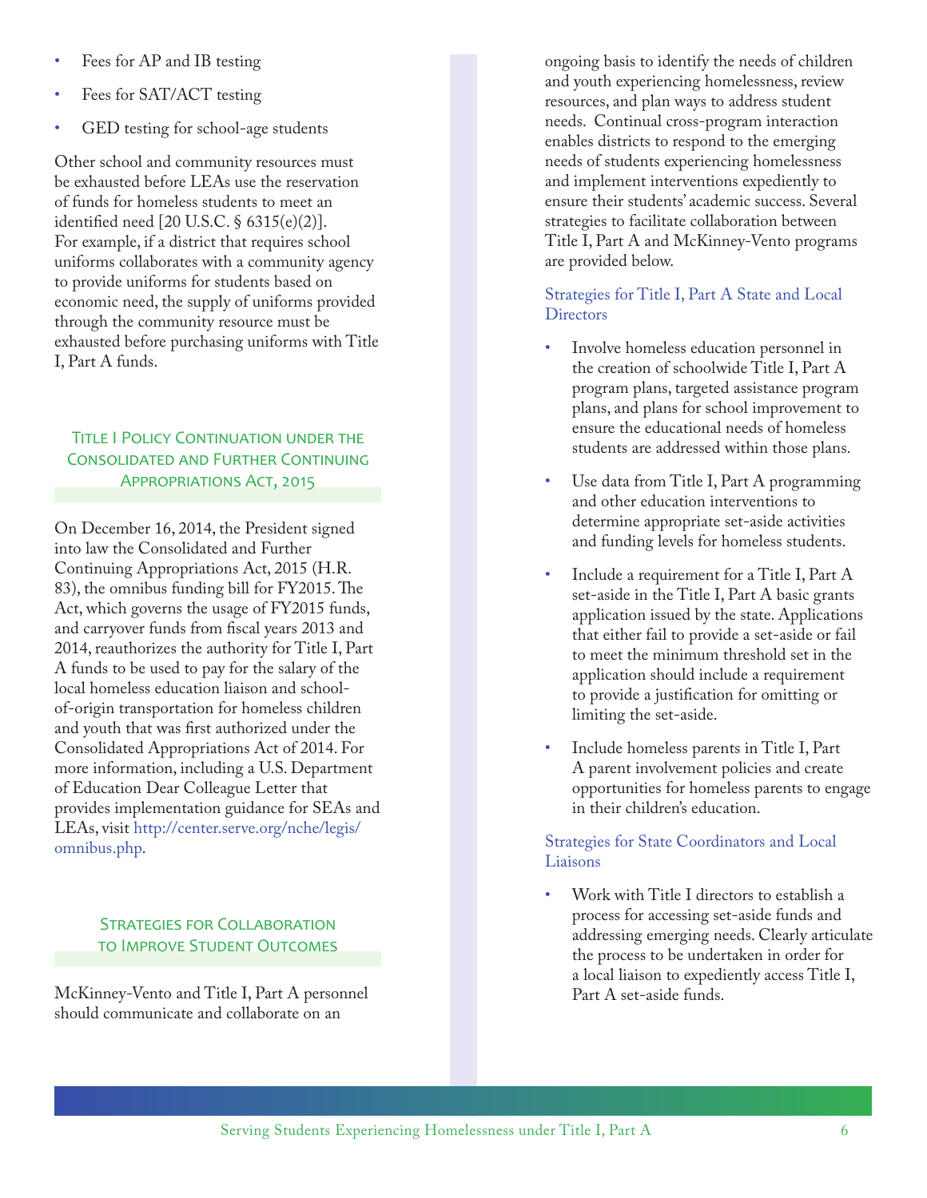- Fees for AP and IB testing
- Fees for SAT/ACT testing
- GED testing for school-age students

Other school and community resources must be exhausted before LEAs use the reservation of funds for homeless students to meet an identified need [20 U.S.C. § 6315(e)(2)]. For example, if a district that requires school uniforms collaborates with a community agency to provide uniforms for students based on economic need, the supply of uniforms provided through the community resource must be exhausted before purchasing uniforms with Title I, Part A funds.

## Title I Policy Continuation under the Consolidated and Further Continuing Appropriations Act, 2015

On December 16, 2014, the President signed into law the Consolidated and Further Continuing Appropriations Act, 2015 (H.R. 83), the omnibus funding bill for FY2015. The Act, which governs the usage of FY2015 funds, and carryover funds from fiscal years 2013 and 2014, reauthorizes the authority for Title I, Part A funds to be used to pay for the salary of the local homeless education liaison and school-of-origin transportation for homeless children and youth that was first authorized under the Consolidated Appropriations Act of 2014. For more information, including a U.S. Department of Education Dear Colleague Letter that provides implementation guidance for SEAs and LEAs, visit http://center.serve.org/nche/legis/omnibus.php.

## Strategies for Collaboration to Improve Student Outcomes

McKinney-Vento and Title I, Part A personnel should communicate and collaborate on an ongoing basis to identify the needs of children and youth experiencing homelessness, review resources, and plan ways to address student needs. Continual cross-program interaction enables districts to respond to the emerging needs of students experiencing homelessness and implement interventions expediently to ensure their students' academic success. Several strategies to facilitate collaboration between Title I, Part A and McKinney-Vento programs are provided below.

### Strategies for Title I, Part A State and Local Directors

- Involve homeless education personnel in the creation of schoolwide Title I, Part A program plans, targeted assistance program plans, and plans for school improvement to ensure the educational needs of homeless students are addressed within those plans.
- Use data from Title I, Part A programming and other education interventions to determine appropriate set-aside activities and funding levels for homeless students.
- Include a requirement for a Title I, Part A set-aside in the Title I, Part A basic grants application issued by the state. Applications that either fail to provide a set-aside or fail to meet the minimum threshold set in the application should include a requirement to provide a justification for omitting or limiting the set-aside.
- Include homeless parents in Title I, Part A parent involvement policies and create opportunities for homeless parents to engage in their children's education.

### Strategies for State Coordinators and Local Liaisons

- Work with Title I directors to establish a process for accessing set-aside funds and addressing emerging needs. Clearly articulate the process to be undertaken in order for a local liaison to expediently access Title I, Part A set-aside funds.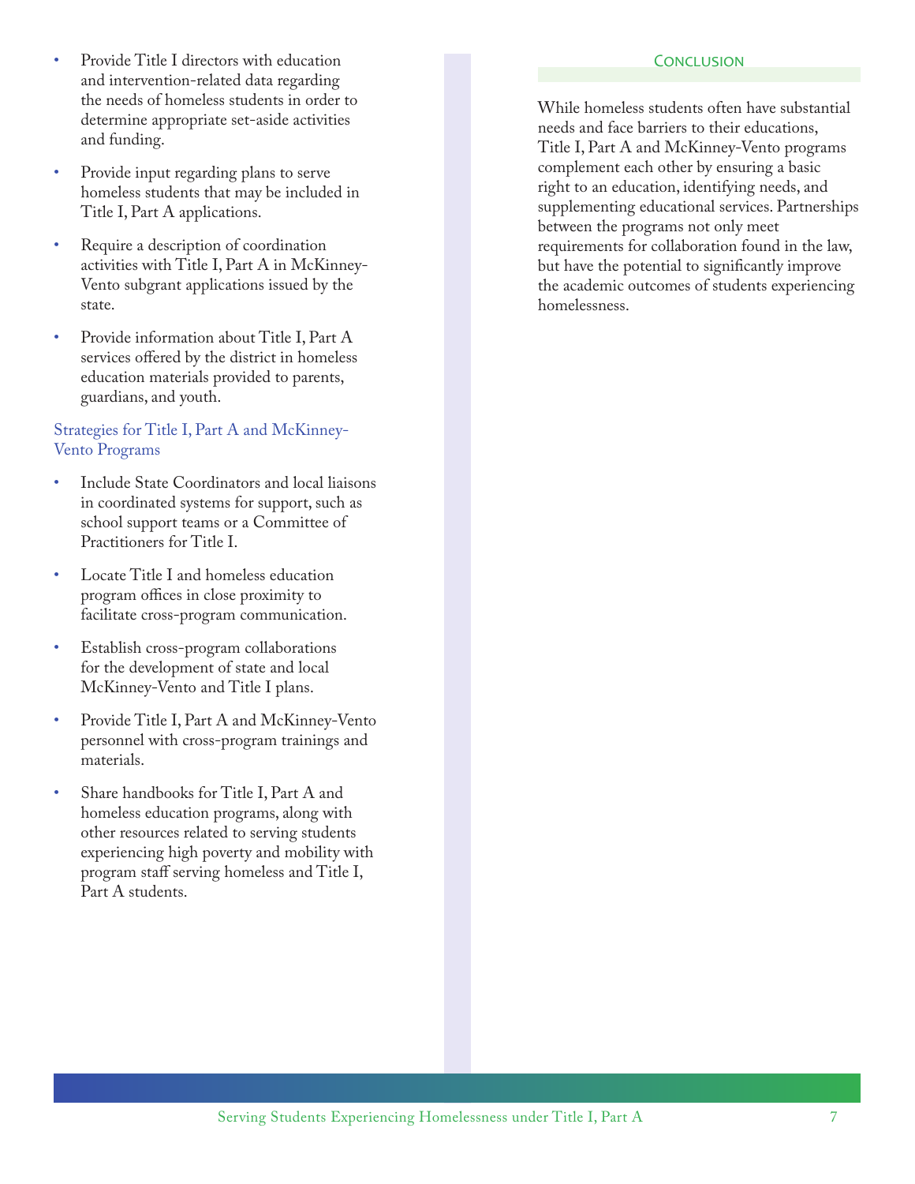- Provide Title I directors with education and intervention-related data regarding the needs of homeless students in order to determine appropriate set-aside activities and funding.
- Provide input regarding plans to serve homeless students that may be included in Title I, Part A applications.
- Require a description of coordination activities with Title I, Part A in McKinney-Vento subgrant applications issued by the state.
- Provide information about Title I, Part A services offered by the district in homeless education materials provided to parents, guardians, and youth.

### Strategies for Title I, Part A and McKinney-Vento Programs

- Include State Coordinators and local liaisons in coordinated systems for support, such as school support teams or a Committee of Practitioners for Title I.
- Locate Title I and homeless education program offices in close proximity to facilitate cross-program communication.
- Establish cross-program collaborations for the development of state and local McKinney-Vento and Title I plans.
- Provide Title I, Part A and McKinney-Vento personnel with cross-program trainings and materials.
- Share handbooks for Title I, Part A and homeless education programs, along with other resources related to serving students experiencing high poverty and mobility with program staff serving homeless and Title I, Part A students.

## Conclusion

While homeless students often have substantial needs and face barriers to their educations, Title I, Part A and McKinney-Vento programs complement each other by ensuring a basic right to an education, identifying needs, and supplementing educational services. Partnerships between the programs not only meet requirements for collaboration found in the law, but have the potential to significantly improve the academic outcomes of students experiencing homelessness.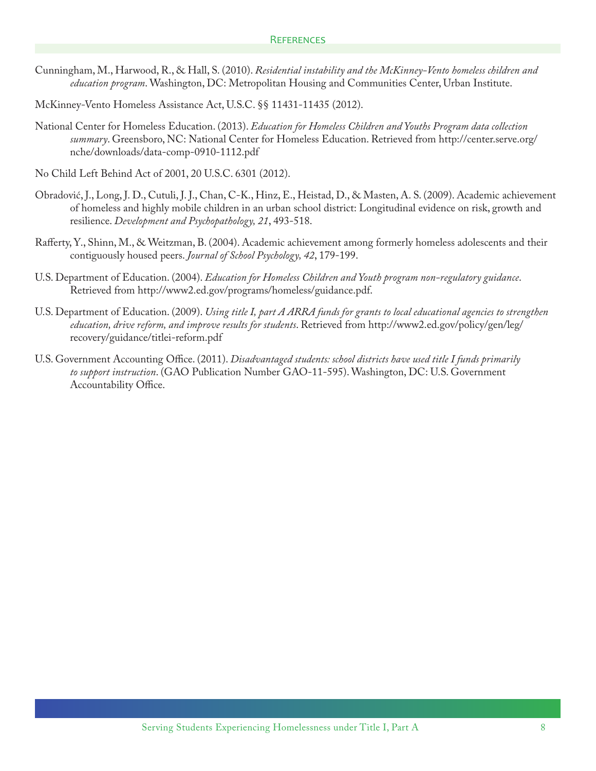## References

Cunningham, M., Harwood, R., & Hall, S. (2010). *Residential instability and the McKinney-Vento homeless children and education program*. Washington, DC: Metropolitan Housing and Communities Center, Urban Institute.

McKinney-Vento Homeless Assistance Act, U.S.C. §§ 11431-11435 (2012).

National Center for Homeless Education. (2013). *Education for Homeless Children and Youths Program data collection summary*. Greensboro, NC: National Center for Homeless Education. Retrieved from http://center.serve.org/nche/downloads/data-comp-0910-1112.pdf

No Child Left Behind Act of 2001, 20 U.S.C. 6301 (2012).

Obradović, J., Long, J. D., Cutuli, J. J., Chan, C-K., Hinz, E., Heistad, D., & Masten, A. S. (2009). Academic achievement of homeless and highly mobile children in an urban school district: Longitudinal evidence on risk, growth and resilience. *Development and Psychopathology, 21*, 493-518.

Rafferty, Y., Shinn, M., & Weitzman, B. (2004). Academic achievement among formerly homeless adolescents and their contiguously housed peers. *Journal of School Psychology, 42*, 179-199.

U.S. Department of Education. (2004). *Education for Homeless Children and Youth program non-regulatory guidance*. Retrieved from http://www2.ed.gov/programs/homeless/guidance.pdf.

U.S. Department of Education. (2009). *Using title I, part A ARRA funds for grants to local educational agencies to strengthen education, drive reform, and improve results for students*. Retrieved from http://www2.ed.gov/policy/gen/leg/recovery/guidance/titlei-reform.pdf

U.S. Government Accounting Office. (2011). *Disadvantaged students: school districts have used title I funds primarily to support instruction*. (GAO Publication Number GAO-11-595). Washington, DC: U.S. Government Accountability Office.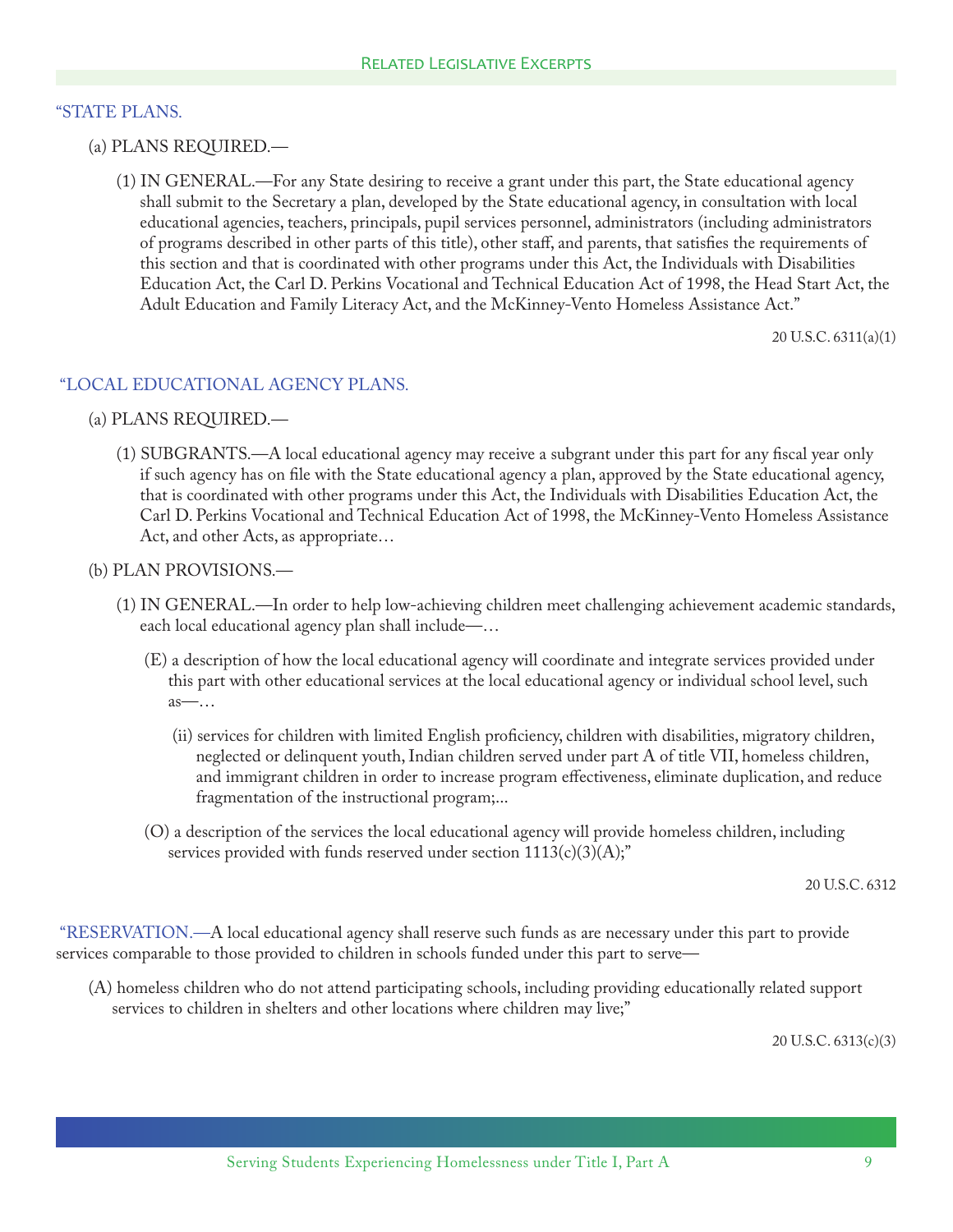"STATE PLANS.

(a) PLANS REQUIRED.—

(1) IN GENERAL.—For any State desiring to receive a grant under this part, the State educational agency shall submit to the Secretary a plan, developed by the State educational agency, in consultation with local educational agencies, teachers, principals, pupil services personnel, administrators (including administrators of programs described in other parts of this title), other staff, and parents, that satisfies the requirements of this section and that is coordinated with other programs under this Act, the Individuals with Disabilities Education Act, the Carl D. Perkins Vocational and Technical Education Act of 1998, the Head Start Act, the Adult Education and Family Literacy Act, and the McKinney-Vento Homeless Assistance Act."

20 U.S.C. 6311(a)(1)

"LOCAL EDUCATIONAL AGENCY PLANS.

(a) PLANS REQUIRED.—

(1) SUBGRANTS.—A local educational agency may receive a subgrant under this part for any fiscal year only if such agency has on file with the State educational agency a plan, approved by the State educational agency, that is coordinated with other programs under this Act, the Individuals with Disabilities Education Act, the Carl D. Perkins Vocational and Technical Education Act of 1998, the McKinney-Vento Homeless Assistance Act, and other Acts, as appropriate…

(b) PLAN PROVISIONS.—

(1) IN GENERAL.—In order to help low-achieving children meet challenging achievement academic standards, each local educational agency plan shall include—…

(E) a description of how the local educational agency will coordinate and integrate services provided under this part with other educational services at the local educational agency or individual school level, such as—…

(ii) services for children with limited English proficiency, children with disabilities, migratory children, neglected or delinquent youth, Indian children served under part A of title VII, homeless children, and immigrant children in order to increase program effectiveness, eliminate duplication, and reduce fragmentation of the instructional program;...

(O) a description of the services the local educational agency will provide homeless children, including services provided with funds reserved under section 1113(c)(3)(A);"

20 U.S.C. 6312

"RESERVATION.—A local educational agency shall reserve such funds as are necessary under this part to provide services comparable to those provided to children in schools funded under this part to serve—

(A) homeless children who do not attend participating schools, including providing educationally related support services to children in shelters and other locations where children may live;"

20 U.S.C. 6313(c)(3)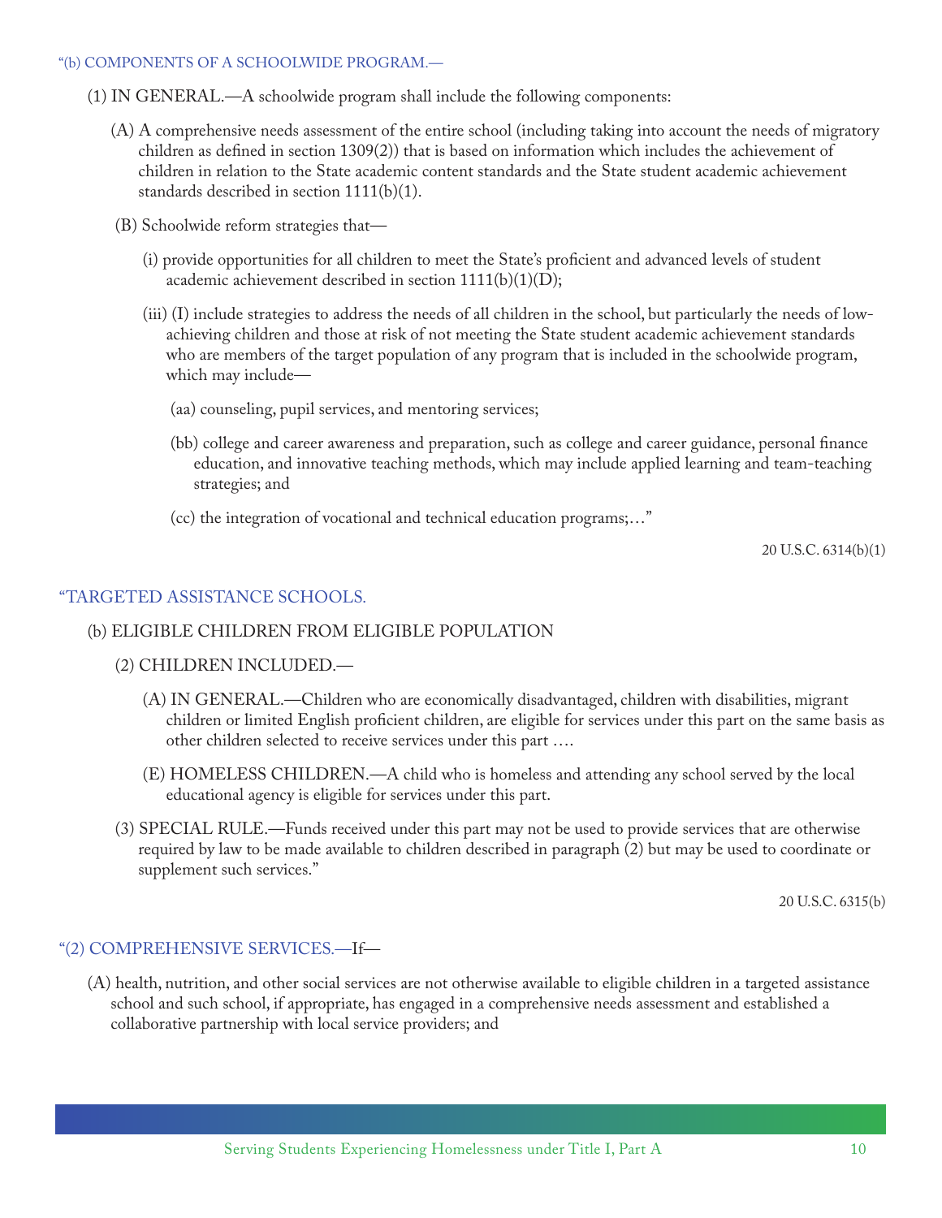"(b) COMPONENTS OF A SCHOOLWIDE PROGRAM.—

(1) IN GENERAL.—A schoolwide program shall include the following components:

(A) A comprehensive needs assessment of the entire school (including taking into account the needs of migratory children as defined in section 1309(2)) that is based on information which includes the achievement of children in relation to the State academic content standards and the State student academic achievement standards described in section 1111(b)(1).

(B) Schoolwide reform strategies that—

(i) provide opportunities for all children to meet the State's proficient and advanced levels of student academic achievement described in section 1111(b)(1)(D);

(iii) (I) include strategies to address the needs of all children in the school, but particularly the needs of low-achieving children and those at risk of not meeting the State student academic achievement standards who are members of the target population of any program that is included in the schoolwide program, which may include—

(aa) counseling, pupil services, and mentoring services;

(bb) college and career awareness and preparation, such as college and career guidance, personal finance education, and innovative teaching methods, which may include applied learning and team-teaching strategies; and

(cc) the integration of vocational and technical education programs;…"

20 U.S.C. 6314(b)(1)

"TARGETED ASSISTANCE SCHOOLS.

(b) ELIGIBLE CHILDREN FROM ELIGIBLE POPULATION

(2) CHILDREN INCLUDED.—

(A) IN GENERAL.—Children who are economically disadvantaged, children with disabilities, migrant children or limited English proficient children, are eligible for services under this part on the same basis as other children selected to receive services under this part ….

(E) HOMELESS CHILDREN.—A child who is homeless and attending any school served by the local educational agency is eligible for services under this part.

(3) SPECIAL RULE.—Funds received under this part may not be used to provide services that are otherwise required by law to be made available to children described in paragraph (2) but may be used to coordinate or supplement such services."

20 U.S.C. 6315(b)

"(2) COMPREHENSIVE SERVICES.—If—

(A) health, nutrition, and other social services are not otherwise available to eligible children in a targeted assistance school and such school, if appropriate, has engaged in a comprehensive needs assessment and established a collaborative partnership with local service providers; and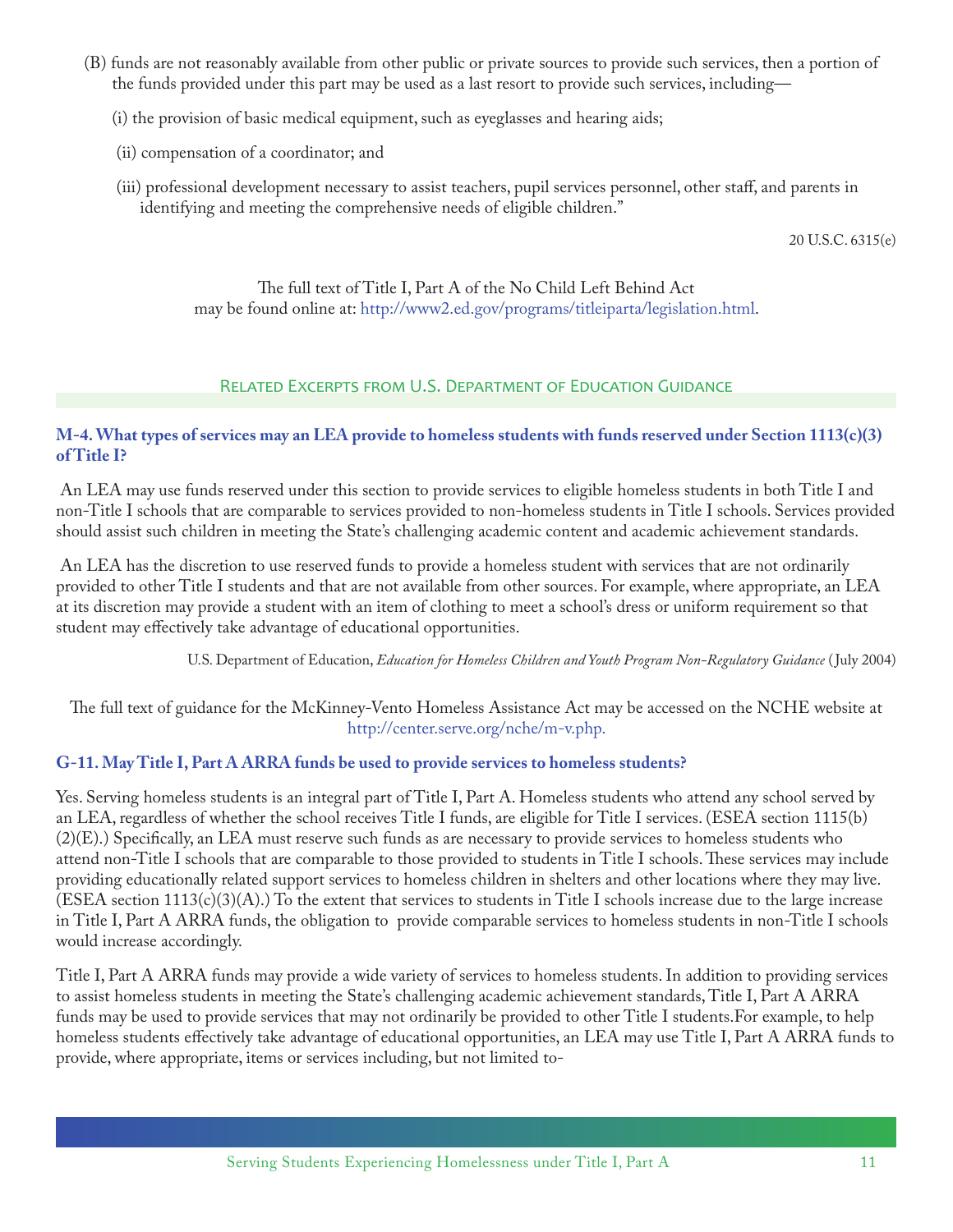(B) funds are not reasonably available from other public or private sources to provide such services, then a portion of the funds provided under this part may be used as a last resort to provide such services, including—

(i) the provision of basic medical equipment, such as eyeglasses and hearing aids;

(ii) compensation of a coordinator; and

(iii) professional development necessary to assist teachers, pupil services personnel, other staff, and parents in identifying and meeting the comprehensive needs of eligible children."

20 U.S.C. 6315(e)

The full text of Title I, Part A of the No Child Left Behind Act may be found online at: http://www2.ed.gov/programs/titleiparta/legislation.html.

## Related Excerpts from U.S. Department of Education Guidance

### M-4. What types of services may an LEA provide to homeless students with funds reserved under Section 1113(c)(3) of Title I?

An LEA may use funds reserved under this section to provide services to eligible homeless students in both Title I and non-Title I schools that are comparable to services provided to non-homeless students in Title I schools. Services provided should assist such children in meeting the State's challenging academic content and academic achievement standards.

An LEA has the discretion to use reserved funds to provide a homeless student with services that are not ordinarily provided to other Title I students and that are not available from other sources. For example, where appropriate, an LEA at its discretion may provide a student with an item of clothing to meet a school's dress or uniform requirement so that student may effectively take advantage of educational opportunities.

U.S. Department of Education, *Education for Homeless Children and Youth Program Non-Regulatory Guidance* (July 2004)

The full text of guidance for the McKinney-Vento Homeless Assistance Act may be accessed on the NCHE website at http://center.serve.org/nche/m-v.php.

### G-11. May Title I, Part A ARRA funds be used to provide services to homeless students?

Yes. Serving homeless students is an integral part of Title I, Part A. Homeless students who attend any school served by an LEA, regardless of whether the school receives Title I funds, are eligible for Title I services. (ESEA section 1115(b)(2)(E).) Specifically, an LEA must reserve such funds as are necessary to provide services to homeless students who attend non-Title I schools that are comparable to those provided to students in Title I schools. These services may include providing educationally related support services to homeless children in shelters and other locations where they may live. (ESEA section 1113(c)(3)(A).) To the extent that services to students in Title I schools increase due to the large increase in Title I, Part A ARRA funds, the obligation to provide comparable services to homeless students in non-Title I schools would increase accordingly.

Title I, Part A ARRA funds may provide a wide variety of services to homeless students. In addition to providing services to assist homeless students in meeting the State's challenging academic achievement standards, Title I, Part A ARRA funds may be used to provide services that may not ordinarily be provided to other Title I students. For example, to help homeless students effectively take advantage of educational opportunities, an LEA may use Title I, Part A ARRA funds to provide, where appropriate, items or services including, but not limited to-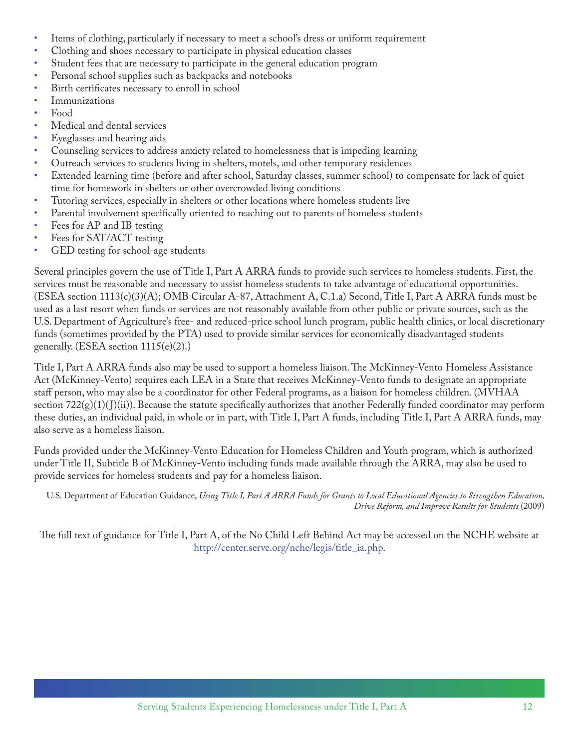- Items of clothing, particularly if necessary to meet a school's dress or uniform requirement
- Clothing and shoes necessary to participate in physical education classes
- Student fees that are necessary to participate in the general education program
- Personal school supplies such as backpacks and notebooks
- Birth certificates necessary to enroll in school
- Immunizations
- Food
- Medical and dental services
- Eyeglasses and hearing aids
- Counseling services to address anxiety related to homelessness that is impeding learning
- Outreach services to students living in shelters, motels, and other temporary residences
- Extended learning time (before and after school, Saturday classes, summer school) to compensate for lack of quiet time for homework in shelters or other overcrowded living conditions
- Tutoring services, especially in shelters or other locations where homeless students live
- Parental involvement specifically oriented to reaching out to parents of homeless students
- Fees for AP and IB testing
- Fees for SAT/ACT testing
- GED testing for school-age students

Several principles govern the use of Title I, Part A ARRA funds to provide such services to homeless students. First, the services must be reasonable and necessary to assist homeless students to take advantage of educational opportunities. (ESEA section 1113(c)(3)(A); OMB Circular A-87, Attachment A, C.1.a) Second, Title I, Part A ARRA funds must be used as a last resort when funds or services are not reasonably available from other public or private sources, such as the U.S. Department of Agriculture's free- and reduced-price school lunch program, public health clinics, or local discretionary funds (sometimes provided by the PTA) used to provide similar services for economically disadvantaged students generally. (ESEA section 1115(e)(2).)

Title I, Part A ARRA funds also may be used to support a homeless liaison. The McKinney-Vento Homeless Assistance Act (McKinney-Vento) requires each LEA in a State that receives McKinney-Vento funds to designate an appropriate staff person, who may also be a coordinator for other Federal programs, as a liaison for homeless children. (MVHAA section 722(g)(1)(J)(ii)). Because the statute specifically authorizes that another Federally funded coordinator may perform these duties, an individual paid, in whole or in part, with Title I, Part A funds, including Title I, Part A ARRA funds, may also serve as a homeless liaison.

Funds provided under the McKinney-Vento Education for Homeless Children and Youth program, which is authorized under Title II, Subtitle B of McKinney-Vento including funds made available through the ARRA, may also be used to provide services for homeless students and pay for a homeless liaison.

U.S. Department of Education Guidance, *Using Title I, Part A ARRA Funds for Grants to Local Educational Agencies to Strengthen Education, Drive Reform, and Improve Results for Students* (2009)

The full text of guidance for Title I, Part A, of the No Child Left Behind Act may be accessed on the NCHE website at http://center.serve.org/nche/legis/title_ia.php.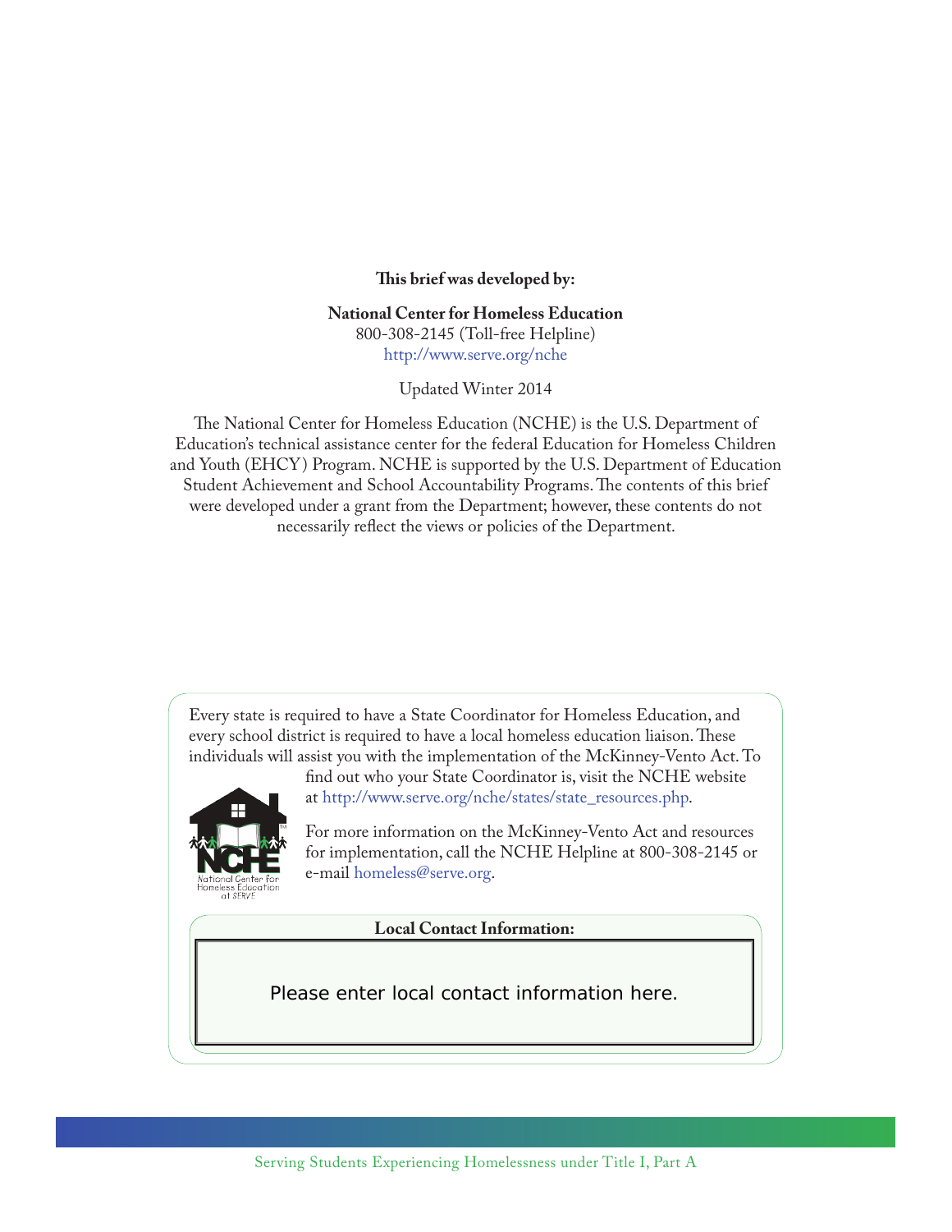**This brief was developed by:**

**National Center for Homeless Education**
800-308-2145 (Toll-free Helpline)
http://www.serve.org/nche

Updated Winter 2014

The National Center for Homeless Education (NCHE) is the U.S. Department of Education's technical assistance center for the federal Education for Homeless Children and Youth (EHCY) Program. NCHE is supported by the U.S. Department of Education Student Achievement and School Accountability Programs. The contents of this brief were developed under a grant from the Department; however, these contents do not necessarily reflect the views or policies of the Department.

Every state is required to have a State Coordinator for Homeless Education, and every school district is required to have a local homeless education liaison. These individuals will assist you with the implementation of the McKinney-Vento Act. To find out who your State Coordinator is, visit the NCHE website at http://www.serve.org/nche/states/state_resources.php.

NCHE
National Center for Homeless Education at SERVE

For more information on the McKinney-Vento Act and resources for implementation, call the NCHE Helpline at 800-308-2145 or e-mail homeless@serve.org.

**Local Contact Information:**

Please enter local contact information here.

Serving Students Experiencing Homelessness under Title I, Part A